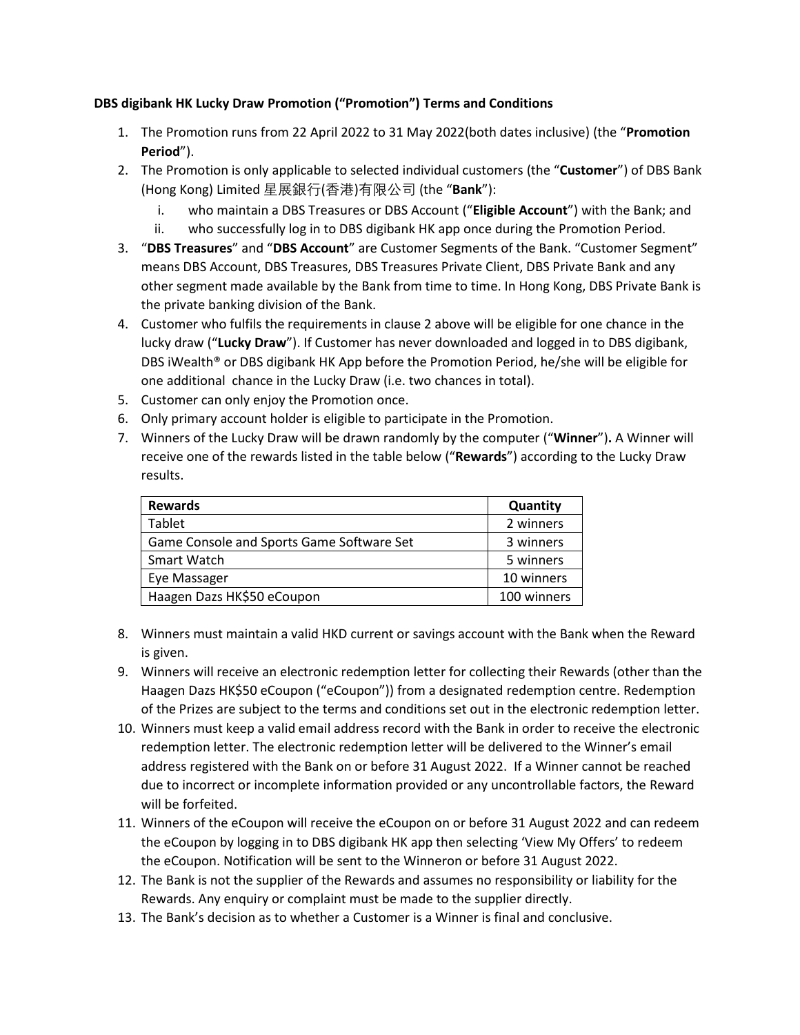**DBS digibank HK Lucky Draw Promotion ("Promotion") Terms and Conditions**

1. The Promotion runs from 22 April 2022 to 31 May 2022(both dates inclusive) (the "**Promotion Period**").
2. The Promotion is only applicable to selected individual customers (the "**Customer**") of DBS Bank (Hong Kong) Limited 星展銀行(香港)有限公司 (the "**Bank**"):
   i. who maintain a DBS Treasures or DBS Account ("**Eligible Account**") with the Bank; and
   ii. who successfully log in to DBS digibank HK app once during the Promotion Period.
3. "**DBS Treasures**" and "**DBS Account**" are Customer Segments of the Bank. "Customer Segment" means DBS Account, DBS Treasures, DBS Treasures Private Client, DBS Private Bank and any other segment made available by the Bank from time to time. In Hong Kong, DBS Private Bank is the private banking division of the Bank.
4. Customer who fulfils the requirements in clause 2 above will be eligible for one chance in the lucky draw ("**Lucky Draw**"). If Customer has never downloaded and logged in to DBS digibank, DBS iWealth® or DBS digibank HK App before the Promotion Period, he/she will be eligible for one additional chance in the Lucky Draw (i.e. two chances in total).
5. Customer can only enjoy the Promotion once.
6. Only primary account holder is eligible to participate in the Promotion.
7. Winners of the Lucky Draw will be drawn randomly by the computer ("**Winner**")**.** A Winner will receive one of the rewards listed in the table below ("**Rewards**") according to the Lucky Draw results.

| **Rewards** | **Quantity** |
|---|---|
| Tablet | 2 winners |
| Game Console and Sports Game Software Set | 3 winners |
| Smart Watch | 5 winners |
| Eye Massager | 10 winners |
| Haagen Dazs HK$50 eCoupon | 100 winners |

8. Winners must maintain a valid HKD current or savings account with the Bank when the Reward is given.
9. Winners will receive an electronic redemption letter for collecting their Rewards (other than the Haagen Dazs HK$50 eCoupon ("eCoupon")) from a designated redemption centre. Redemption of the Prizes are subject to the terms and conditions set out in the electronic redemption letter.
10. Winners must keep a valid email address record with the Bank in order to receive the electronic redemption letter. The electronic redemption letter will be delivered to the Winner's email address registered with the Bank on or before 31 August 2022. If a Winner cannot be reached due to incorrect or incomplete information provided or any uncontrollable factors, the Reward will be forfeited.
11. Winners of the eCoupon will receive the eCoupon on or before 31 August 2022 and can redeem the eCoupon by logging in to DBS digibank HK app then selecting 'View My Offers' to redeem the eCoupon. Notification will be sent to the Winneron or before 31 August 2022.
12. The Bank is not the supplier of the Rewards and assumes no responsibility or liability for the Rewards. Any enquiry or complaint must be made to the supplier directly.
13. The Bank's decision as to whether a Customer is a Winner is final and conclusive.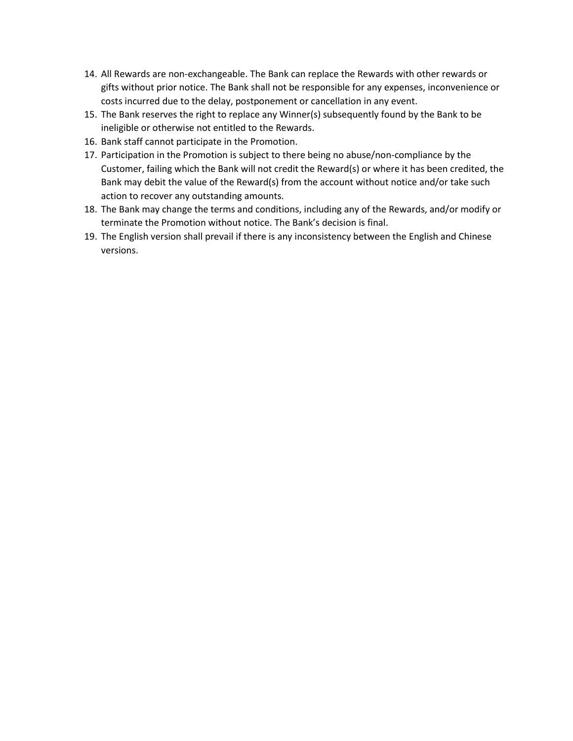14. All Rewards are non-exchangeable. The Bank can replace the Rewards with other rewards or gifts without prior notice. The Bank shall not be responsible for any expenses, inconvenience or costs incurred due to the delay, postponement or cancellation in any event.
15. The Bank reserves the right to replace any Winner(s) subsequently found by the Bank to be ineligible or otherwise not entitled to the Rewards.
16. Bank staff cannot participate in the Promotion.
17. Participation in the Promotion is subject to there being no abuse/non-compliance by the Customer, failing which the Bank will not credit the Reward(s) or where it has been credited, the Bank may debit the value of the Reward(s) from the account without notice and/or take such action to recover any outstanding amounts.
18. The Bank may change the terms and conditions, including any of the Rewards, and/or modify or terminate the Promotion without notice. The Bank's decision is final.
19. The English version shall prevail if there is any inconsistency between the English and Chinese versions.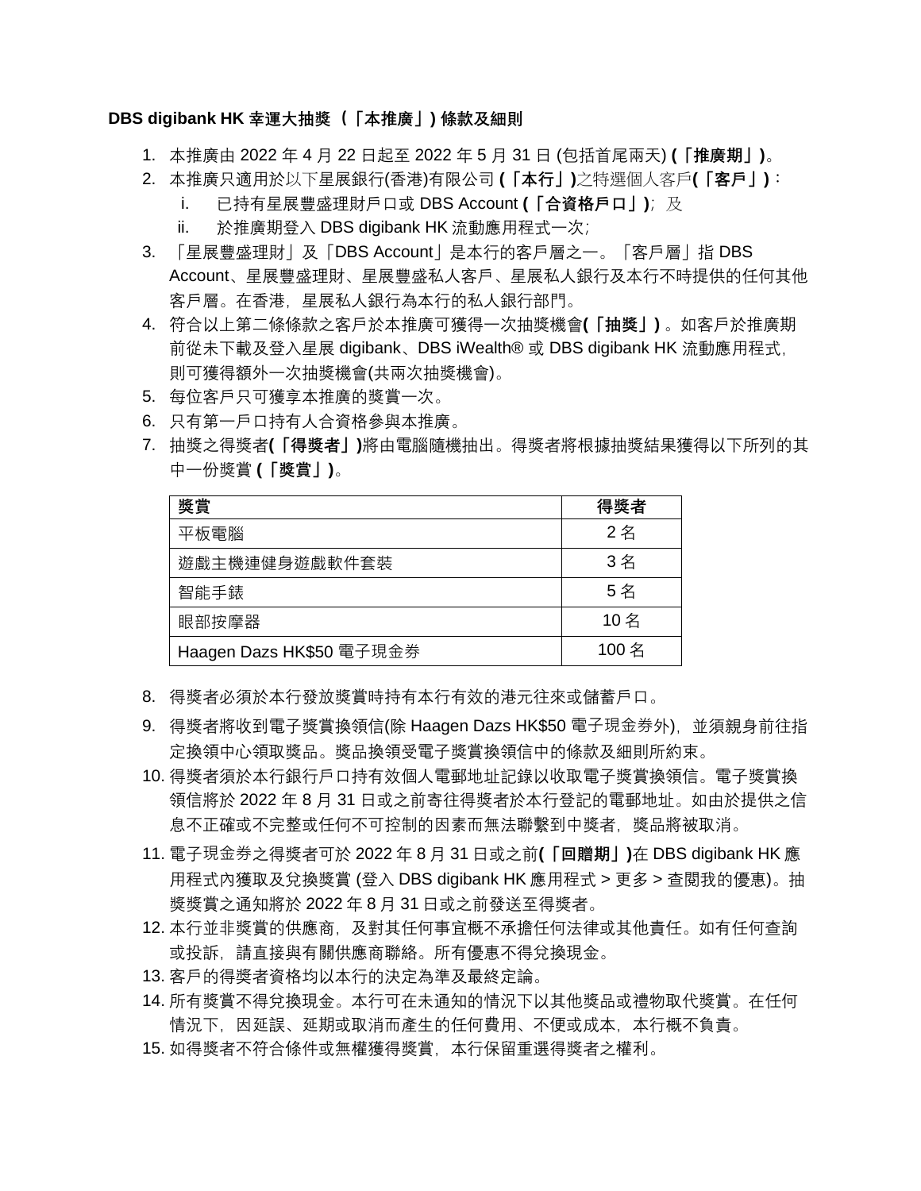**DBS digibank HK 幸運大抽獎 （「本推廣」) 條款及細則**

1. 本推廣由 2022 年 4 月 22 日起至 2022 年 5 月 31 日 (包括首尾兩天) **(「推廣期」)**。
2. 本推廣只適用於以下星展銀行(香港)有限公司 **(「本行」)**之特選個人客戶**(「客戶」)**：
   i. 已持有星展豐盛理財戶口或 DBS Account **(「合資格戶口」)**; 及
   ii. 於推廣期登入 DBS digibank HK 流動應用程式一次;
3. 「星展豐盛理財」及「DBS Account」是本行的客戶層之一。「客戶層」指 DBS Account、星展豐盛理財、星展豐盛私人客戶、星展私人銀行及本行不時提供的任何其他客戶層。在香港，星展私人銀行為本行的私人銀行部門。
4. 符合以上第二條條款之客戶於本推廣可獲得一次抽獎機會**(「抽獎」)**。如客戶於推廣期前從未下載及登入星展 digibank、DBS iWealth® 或 DBS digibank HK 流動應用程式，則可獲得額外一次抽獎機會(共兩次抽獎機會)。
5. 每位客戶只可獲享本推廣的獎賞一次。
6. 只有第一戶口持有人合資格參與本推廣。
7. 抽獎之得獎者**(「得獎者」)**將由電腦隨機抽出。得獎者將根據抽獎結果獲得以下所列的其中一份獎賞 **(「獎賞」)**。

| **獎賞** | **得獎者** |
|---|---|
| 平板電腦 | 2 名 |
| 遊戲主機連健身遊戲軟件套裝 | 3 名 |
| 智能手錶 | 5 名 |
| 眼部按摩器 | 10 名 |
| Haagen Dazs HK$50 電子現金券 | 100 名 |

8. 得獎者必須於本行發放獎賞時持有本行有效的港元往來或儲蓄戶口。
9. 得獎者將收到電子獎賞換領信(除 Haagen Dazs HK$50 電子現金券外)，並須親身前往指定換領中心領取獎品。獎品換領受電子獎賞換領信中的條款及細則所約束。
10. 得獎者須於本行銀行戶口持有效個人電郵地址記錄以收取電子獎賞換領信。電子獎賞換領信將於 2022 年 8 月 31 日或之前寄往得獎者於本行登記的電郵地址。如由於提供之信息不正確或不完整或任何不可控制的因素而無法聯繫到中獎者，獎品將被取消。
11. 電子現金券之得獎者可於 2022 年 8 月 31 日或之前**(「回贈期」)**在 DBS digibank HK 應用程式內獲取及兌換獎賞 (登入 DBS digibank HK 應用程式 > 更多 > 查閱我的優惠)。抽獎獎賞之通知將於 2022 年 8 月 31 日或之前發送至得獎者。
12. 本行並非獎賞的供應商，及對其任何事宜概不承擔任何法律或其他責任。如有任何查詢或投訴，請直接與有關供應商聯絡。所有優惠不得兌換現金。
13. 客戶的得獎者資格均以本行的決定為準及最終定論。
14. 所有獎賞不得兌換現金。本行可在未通知的情況下以其他獎品或禮物取代獎賞。在任何情況下，因延誤、延期或取消而產生的任何費用、不便或成本，本行概不負責。
15. 如得獎者不符合條件或無權獲得獎賞，本行保留重選得獎者之權利。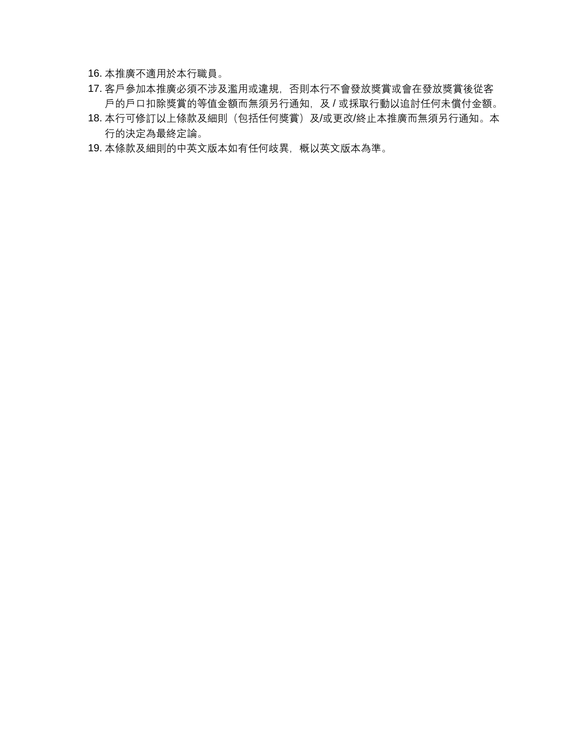16. 本推廣不適用於本行職員。
17. 客戶參加本推廣必須不涉及濫用或違規，否則本行不會發放獎賞或會在發放獎賞後從客戶的戶口扣除獎賞的等值金額而無須另行通知，及 / 或採取行動以追討任何未償付金額。
18. 本行可修訂以上條款及細則（包括任何獎賞）及/或更改/終止本推廣而無須另行通知。本行的決定為最終定論。
19. 本條款及細則的中英文版本如有任何歧異，概以英文版本為準。